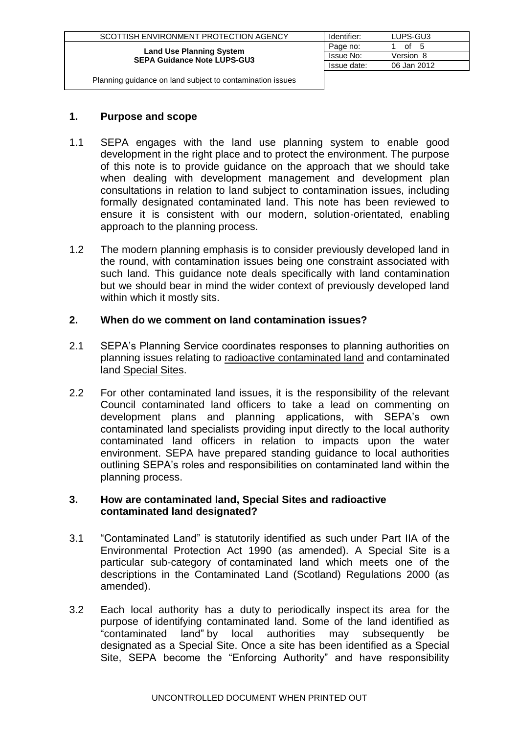| SCOTTISH ENVIRONMENT PROTECTION AGENCY | Identifier: | LUPS-GU3 |
|---|---|---|
| **Land Use Planning System** **SEPA Guidance Note LUPS-GU3** | Page no: | 1 of 5 |
| | Issue No: | Version 8 |
| | Issue date: | 06 Jan 2012 |
| Planning guidance on land subject to contamination issues | | |

## 1. Purpose and scope

1.1 SEPA engages with the land use planning system to enable good development in the right place and to protect the environment. The purpose of this note is to provide guidance on the approach that we should take when dealing with development management and development plan consultations in relation to land subject to contamination issues, including formally designated contaminated land. This note has been reviewed to ensure it is consistent with our modern, solution-orientated, enabling approach to the planning process.

1.2 The modern planning emphasis is to consider previously developed land in the round, with contamination issues being one constraint associated with such land. This guidance note deals specifically with land contamination but we should bear in mind the wider context of previously developed land within which it mostly sits.

## 2. When do we comment on land contamination issues?

2.1 SEPA's Planning Service coordinates responses to planning authorities on planning issues relating to radioactive contaminated land and contaminated land Special Sites.

2.2 For other contaminated land issues, it is the responsibility of the relevant Council contaminated land officers to take a lead on commenting on development plans and planning applications, with SEPA's own contaminated land specialists providing input directly to the local authority contaminated land officers in relation to impacts upon the water environment. SEPA have prepared standing guidance to local authorities outlining SEPA's roles and responsibilities on contaminated land within the planning process.

## 3. How are contaminated land, Special Sites and radioactive contaminated land designated?

3.1 "Contaminated Land" is statutorily identified as such under Part IIA of the Environmental Protection Act 1990 (as amended). A Special Site is a particular sub-category of contaminated land which meets one of the descriptions in the Contaminated Land (Scotland) Regulations 2000 (as amended).

3.2 Each local authority has a duty to periodically inspect its area for the purpose of identifying contaminated land. Some of the land identified as "contaminated land" by local authorities may subsequently be designated as a Special Site. Once a site has been identified as a Special Site, SEPA become the "Enforcing Authority" and have responsibility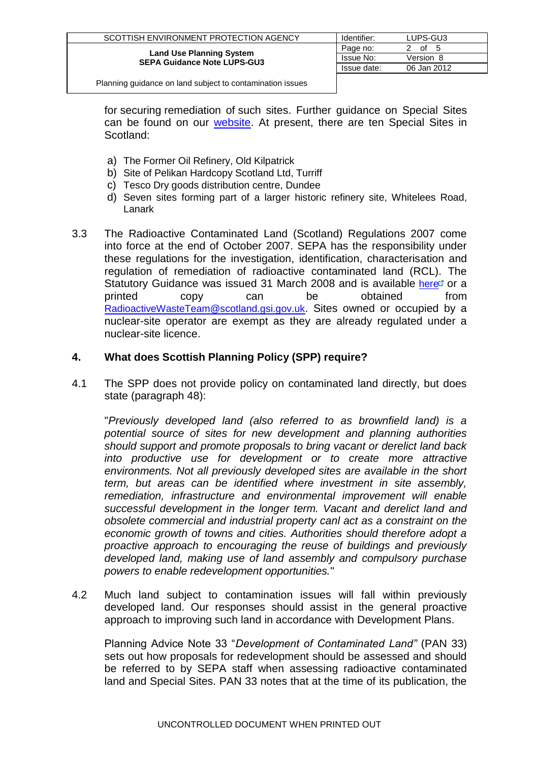for securing remediation of such sites. Further guidance on Special Sites can be found on our [website](). At present, there are ten Special Sites in Scotland:

a) The Former Oil Refinery, Old Kilpatrick
b) Site of Pelikan Hardcopy Scotland Ltd, Turriff
c) Tesco Dry goods distribution centre, Dundee
d) Seven sites forming part of a larger historic refinery site, Whitelees Road, Lanark

3.3 The Radioactive Contaminated Land (Scotland) Regulations 2007 come into force at the end of October 2007. SEPA has the responsibility under these regulations for the investigation, identification, characterisation and regulation of remediation of radioactive contaminated land (RCL). The Statutory Guidance was issued 31 March 2008 and is available here or a printed copy can be obtained from RadioactiveWasteTeam@scotland.gsi.gov.uk. Sites owned or occupied by a nuclear-site operator are exempt as they are already regulated under a nuclear-site licence.

## 4. What does Scottish Planning Policy (SPP) require?

4.1 The SPP does not provide policy on contaminated land directly, but does state (paragraph 48):

"*Previously developed land (also referred to as brownfield land) is a potential source of sites for new development and planning authorities should support and promote proposals to bring vacant or derelict land back into productive use for development or to create more attractive environments. Not all previously developed sites are available in the short term, but areas can be identified where investment in site assembly, remediation, infrastructure and environmental improvement will enable successful development in the longer term. Vacant and derelict land and obsolete commercial and industrial property canl act as a constraint on the economic growth of towns and cities. Authorities should therefore adopt a proactive approach to encouraging the reuse of buildings and previously developed land, making use of land assembly and compulsory purchase powers to enable redevelopment opportunities.*"

4.2 Much land subject to contamination issues will fall within previously developed land. Our responses should assist in the general proactive approach to improving such land in accordance with Development Plans.

Planning Advice Note 33 "*Development of Contaminated Land"* (PAN 33) sets out how proposals for redevelopment should be assessed and should be referred to by SEPA staff when assessing radioactive contaminated land and Special Sites. PAN 33 notes that at the time of its publication, the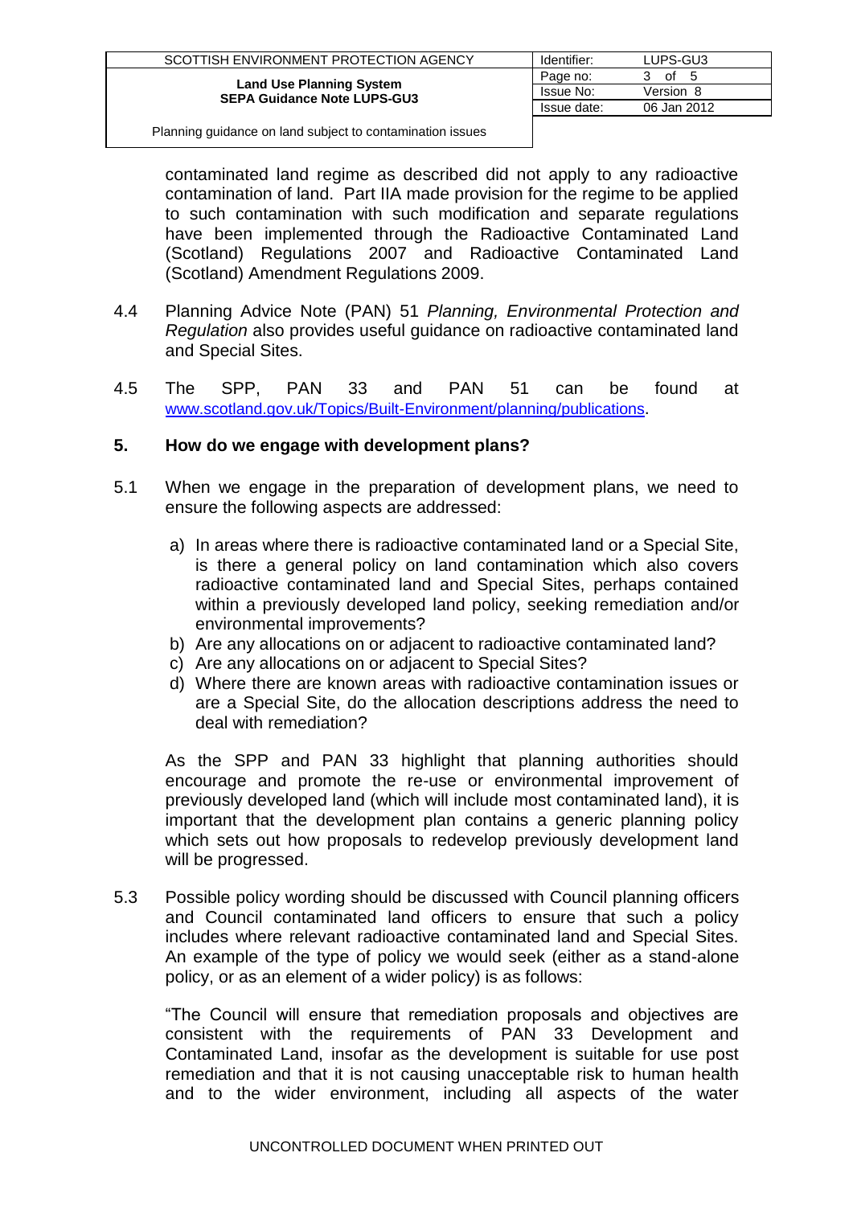contaminated land regime as described did not apply to any radioactive contamination of land. Part IIA made provision for the regime to be applied to such contamination with such modification and separate regulations have been implemented through the Radioactive Contaminated Land (Scotland) Regulations 2007 and Radioactive Contaminated Land (Scotland) Amendment Regulations 2009.

4.4 Planning Advice Note (PAN) 51 *Planning, Environmental Protection and Regulation* also provides useful guidance on radioactive contaminated land and Special Sites.

4.5 The SPP, PAN 33 and PAN 51 can be found at www.scotland.gov.uk/Topics/Built-Environment/planning/publications.

## 5. How do we engage with development plans?

5.1 When we engage in the preparation of development plans, we need to ensure the following aspects are addressed:

a) In areas where there is radioactive contaminated land or a Special Site, is there a general policy on land contamination which also covers radioactive contaminated land and Special Sites, perhaps contained within a previously developed land policy, seeking remediation and/or environmental improvements?
b) Are any allocations on or adjacent to radioactive contaminated land?
c) Are any allocations on or adjacent to Special Sites?
d) Where there are known areas with radioactive contamination issues or are a Special Site, do the allocation descriptions address the need to deal with remediation?

As the SPP and PAN 33 highlight that planning authorities should encourage and promote the re-use or environmental improvement of previously developed land (which will include most contaminated land), it is important that the development plan contains a generic planning policy which sets out how proposals to redevelop previously development land will be progressed.

5.3 Possible policy wording should be discussed with Council planning officers and Council contaminated land officers to ensure that such a policy includes where relevant radioactive contaminated land and Special Sites. An example of the type of policy we would seek (either as a stand-alone policy, or as an element of a wider policy) is as follows:

"The Council will ensure that remediation proposals and objectives are consistent with the requirements of PAN 33 Development and Contaminated Land, insofar as the development is suitable for use post remediation and that it is not causing unacceptable risk to human health and to the wider environment, including all aspects of the water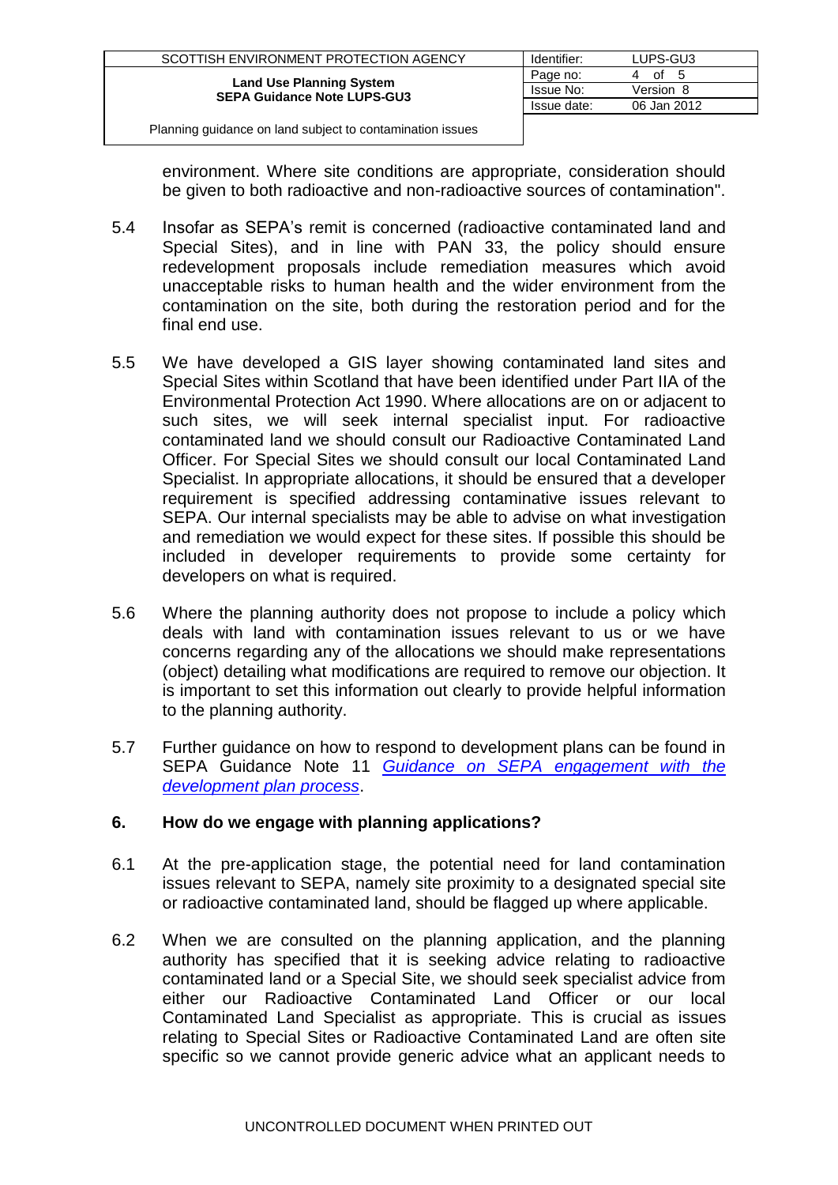environment. Where site conditions are appropriate, consideration should be given to both radioactive and non-radioactive sources of contamination".

5.4 Insofar as SEPA's remit is concerned (radioactive contaminated land and Special Sites), and in line with PAN 33, the policy should ensure redevelopment proposals include remediation measures which avoid unacceptable risks to human health and the wider environment from the contamination on the site, both during the restoration period and for the final end use.

5.5 We have developed a GIS layer showing contaminated land sites and Special Sites within Scotland that have been identified under Part IIA of the Environmental Protection Act 1990. Where allocations are on or adjacent to such sites, we will seek internal specialist input. For radioactive contaminated land we should consult our Radioactive Contaminated Land Officer. For Special Sites we should consult our local Contaminated Land Specialist. In appropriate allocations, it should be ensured that a developer requirement is specified addressing contaminative issues relevant to SEPA. Our internal specialists may be able to advise on what investigation and remediation we would expect for these sites. If possible this should be included in developer requirements to provide some certainty for developers on what is required.

5.6 Where the planning authority does not propose to include a policy which deals with land with contamination issues relevant to us or we have concerns regarding any of the allocations we should make representations (object) detailing what modifications are required to remove our objection. It is important to set this information out clearly to provide helpful information to the planning authority.

5.7 Further guidance on how to respond to development plans can be found in SEPA Guidance Note 11 *Guidance on SEPA engagement with the development plan process*.

## 6. How do we engage with planning applications?

6.1 At the pre-application stage, the potential need for land contamination issues relevant to SEPA, namely site proximity to a designated special site or radioactive contaminated land, should be flagged up where applicable.

6.2 When we are consulted on the planning application, and the planning authority has specified that it is seeking advice relating to radioactive contaminated land or a Special Site, we should seek specialist advice from either our Radioactive Contaminated Land Officer or our local Contaminated Land Specialist as appropriate. This is crucial as issues relating to Special Sites or Radioactive Contaminated Land are often site specific so we cannot provide generic advice what an applicant needs to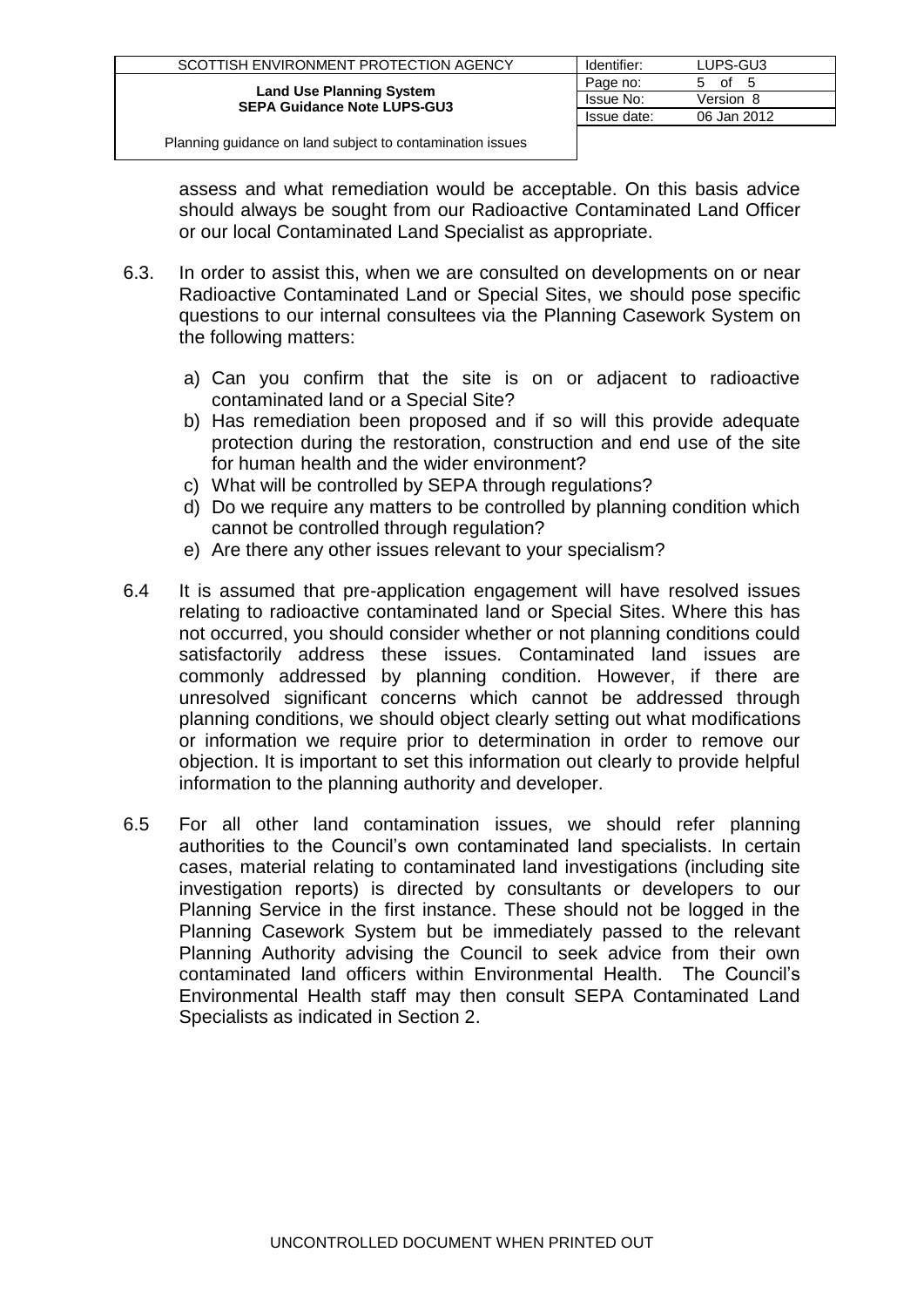assess and what remediation would be acceptable. On this basis advice should always be sought from our Radioactive Contaminated Land Officer or our local Contaminated Land Specialist as appropriate.

6.3. In order to assist this, when we are consulted on developments on or near Radioactive Contaminated Land or Special Sites, we should pose specific questions to our internal consultees via the Planning Casework System on the following matters:

   a) Can you confirm that the site is on or adjacent to radioactive contaminated land or a Special Site?
   b) Has remediation been proposed and if so will this provide adequate protection during the restoration, construction and end use of the site for human health and the wider environment?
   c) What will be controlled by SEPA through regulations?
   d) Do we require any matters to be controlled by planning condition which cannot be controlled through regulation?
   e) Are there any other issues relevant to your specialism?

6.4 It is assumed that pre-application engagement will have resolved issues relating to radioactive contaminated land or Special Sites. Where this has not occurred, you should consider whether or not planning conditions could satisfactorily address these issues. Contaminated land issues are commonly addressed by planning condition. However, if there are unresolved significant concerns which cannot be addressed through planning conditions, we should object clearly setting out what modifications or information we require prior to determination in order to remove our objection. It is important to set this information out clearly to provide helpful information to the planning authority and developer.

6.5 For all other land contamination issues, we should refer planning authorities to the Council's own contaminated land specialists. In certain cases, material relating to contaminated land investigations (including site investigation reports) is directed by consultants or developers to our Planning Service in the first instance. These should not be logged in the Planning Casework System but be immediately passed to the relevant Planning Authority advising the Council to seek advice from their own contaminated land officers within Environmental Health. The Council's Environmental Health staff may then consult SEPA Contaminated Land Specialists as indicated in Section 2.